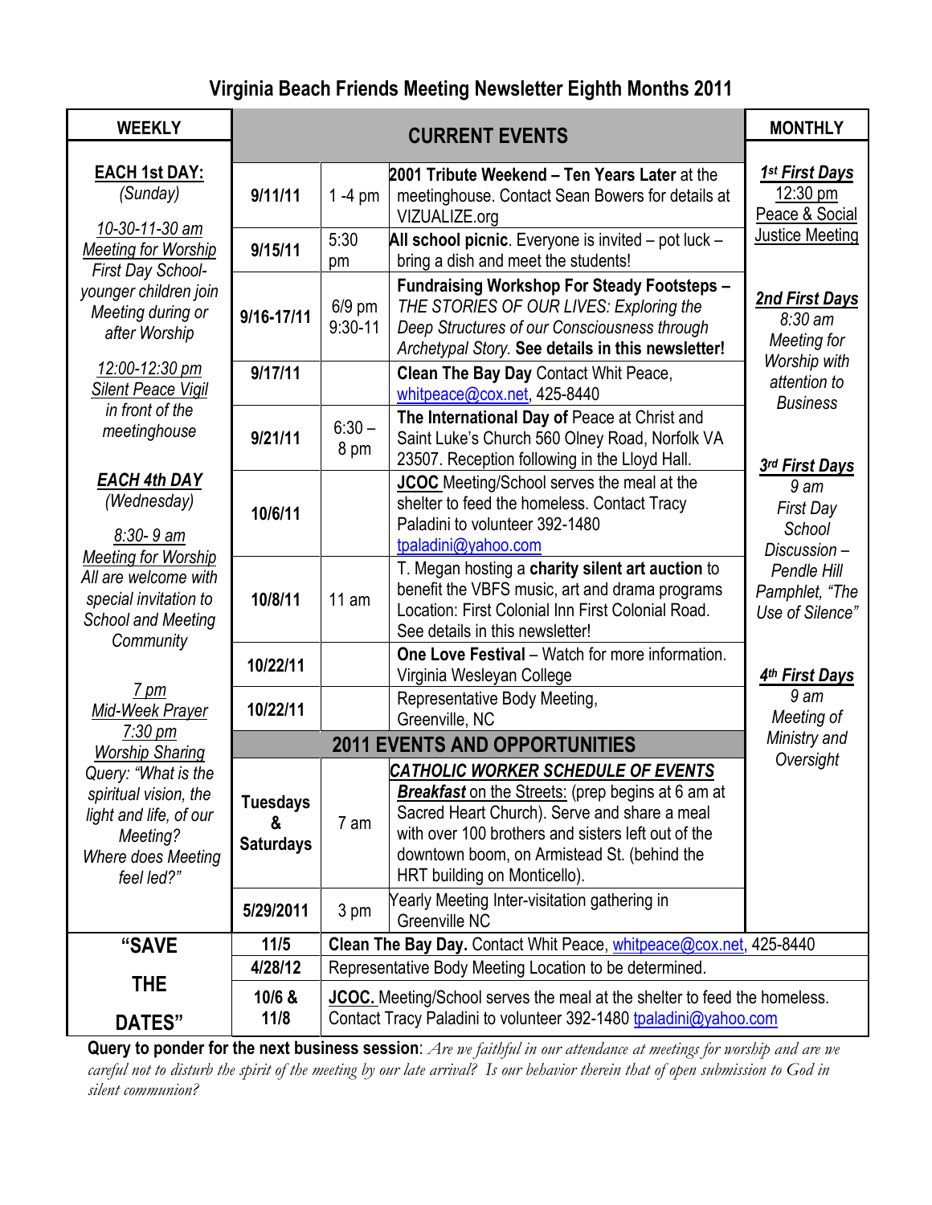# Virginia Beach Friends Meeting Newsletter Eighth Months 2011

## WEEKLY

**EACH 1st DAY:** *(Sunday)*

10-30-11-30 am
Meeting for Worship
*First Day School- younger children join Meeting during or after Worship*

12:00-12:30 pm
Silent Peace Vigil
*in front of the meetinghouse*

***EACH 4th DAY*** *(Wednesday)*

8:30- 9 am
Meeting for Worship
*All are welcome with special invitation to School and Meeting Community*

7 pm
Mid-Week Prayer
7:30 pm
Worship Sharing
*Query: "What is the spiritual vision, the light and life, of our Meeting? Where does Meeting feel led?"*

## CURRENT EVENTS

| Date | Time | Event |
|---|---|---|
| 9/11/11 | 1 -4 pm | **2001 Tribute Weekend – Ten Years Later** at the meetinghouse. Contact Sean Bowers for details at VIZUALIZE.org |
| 9/15/11 | 5:30 pm | **All school picnic**. Everyone is invited – pot luck – bring a dish and meet the students! |
| 9/16-17/11 | 6/9 pm 9:30-11 | **Fundraising Workshop For Steady Footsteps –** *THE STORIES OF OUR LIVES: Exploring the Deep Structures of our Consciousness through Archetypal Story.* **See details in this newsletter!** |
| 9/17/11 | | **Clean The Bay Day** Contact Whit Peace, whitpeace@cox.net, 425-8440 |
| 9/21/11 | 6:30 – 8 pm | **The International Day of** Peace at Christ and Saint Luke's Church 560 Olney Road, Norfolk VA 23507. Reception following in the Lloyd Hall. |
| 10/6/11 | | **JCOC** Meeting/School serves the meal at the shelter to feed the homeless. Contact Tracy Paladini to volunteer 392-1480 tpaladini@yahoo.com |
| 10/8/11 | 11 am | T. Megan hosting a **charity silent art auction** to benefit the VBFS music, art and drama programs Location: First Colonial Inn First Colonial Road. See details in this newsletter! |
| 10/22/11 | | **One Love Festival** – Watch for more information. Virginia Wesleyan College |
| 10/22/11 | | Representative Body Meeting, Greenville, NC |

## 2011 EVENTS AND OPPORTUNITIES

| Date | Time | Event |
|---|---|---|
| Tuesdays & Saturdays | 7 am | ***CATHOLIC WORKER SCHEDULE OF EVENTS*** ***Breakfast*** on the Streets: (prep begins at 6 am at Sacred Heart Church). Serve and share a meal with over 100 brothers and sisters left out of the downtown boom, on Armistead St. (behind the HRT building on Monticello). |
| 5/29/2011 | 3 pm | Yearly Meeting Inter-visitation gathering in Greenville NC |

## MONTHLY

***1st First Days***
12:30 pm
Peace & Social Justice Meeting

***2nd First Days***
*8:30 am*
*Meeting for Worship with attention to Business*

***3rd First Days***
*9 am*
*First Day School Discussion – Pendle Hill Pamphlet, "The Use of Silence"*

***4th First Days***
*9 am*
*Meeting of Ministry and Oversight*

## "SAVE THE DATES"

| Date | Event |
|---|---|
| 11/5 | **Clean The Bay Day.** Contact Whit Peace, whitpeace@cox.net, 425-8440 |
| 4/28/12 | Representative Body Meeting Location to be determined. |
| 10/6 & 11/8 | **JCOC.** Meeting/School serves the meal at the shelter to feed the homeless. Contact Tracy Paladini to volunteer 392-1480 tpaladini@yahoo.com |

**Query to ponder for the next business session**: *Are we faithful in our attendance at meetings for worship and are we careful not to disturb the spirit of the meeting by our late arrival? Is our behavior therein that of open submission to God in silent communion?*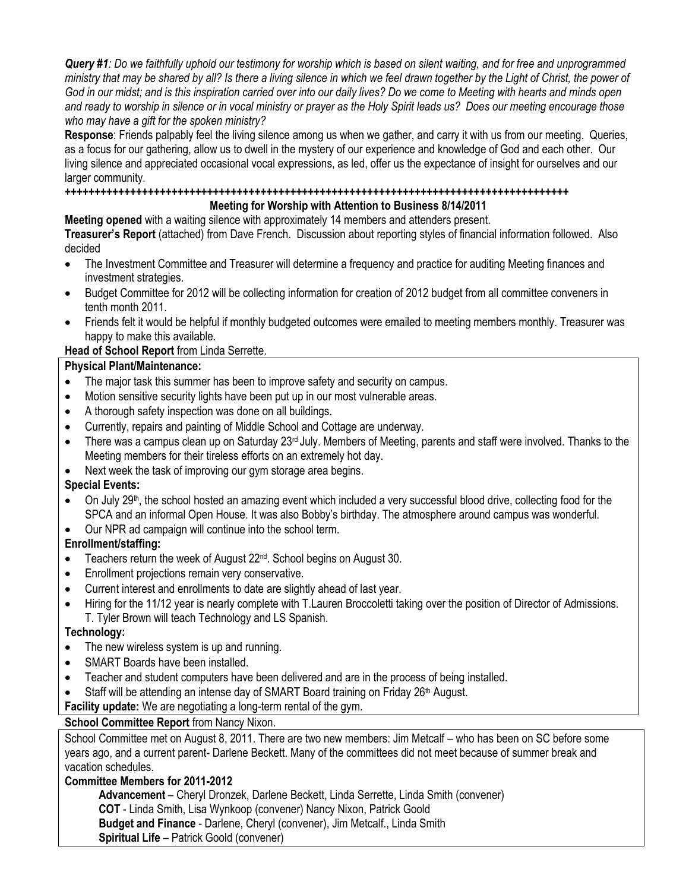***Query #1**: Do we faithfully uphold our testimony for worship which is based on silent waiting, and for free and unprogrammed ministry that may be shared by all? Is there a living silence in which we feel drawn together by the Light of Christ, the power of God in our midst; and is this inspiration carried over into our daily lives? Do we come to Meeting with hearts and minds open and ready to worship in silence or in vocal ministry or prayer as the Holy Spirit leads us? Does our meeting encourage those who may have a gift for the spoken ministry?*

**Response**: Friends palpably feel the living silence among us when we gather, and carry it with us from our meeting. Queries, as a focus for our gathering, allow us to dwell in the mystery of our experience and knowledge of God and each other. Our living silence and appreciated occasional vocal expressions, as led, offer us the expectance of insight for ourselves and our larger community.

**++++++++++++++++++++++++++++++++++++++++++++++++++++++++++++++++++++++++++++++++++++++++++**

**Meeting for Worship with Attention to Business 8/14/2011**

**Meeting opened** with a waiting silence with approximately 14 members and attenders present.

**Treasurer's Report** (attached) from Dave French. Discussion about reporting styles of financial information followed. Also decided

- The Investment Committee and Treasurer will determine a frequency and practice for auditing Meeting finances and investment strategies.
- Budget Committee for 2012 will be collecting information for creation of 2012 budget from all committee conveners in tenth month 2011.
- Friends felt it would be helpful if monthly budgeted outcomes were emailed to meeting members monthly. Treasurer was happy to make this available.

**Head of School Report** from Linda Serrette.

**Physical Plant/Maintenance:**

- The major task this summer has been to improve safety and security on campus.
- Motion sensitive security lights have been put up in our most vulnerable areas.
- A thorough safety inspection was done on all buildings.
- Currently, repairs and painting of Middle School and Cottage are underway.
- There was a campus clean up on Saturday 23rd July. Members of Meeting, parents and staff were involved. Thanks to the Meeting members for their tireless efforts on an extremely hot day.
- Next week the task of improving our gym storage area begins.

**Special Events:**

- On July 29th, the school hosted an amazing event which included a very successful blood drive, collecting food for the SPCA and an informal Open House. It was also Bobby's birthday. The atmosphere around campus was wonderful.
- Our NPR ad campaign will continue into the school term.

**Enrollment/staffing:**

- Teachers return the week of August 22nd. School begins on August 30.
- Enrollment projections remain very conservative.
- Current interest and enrollments to date are slightly ahead of last year.
- Hiring for the 11/12 year is nearly complete with T.Lauren Broccoletti taking over the position of Director of Admissions. T. Tyler Brown will teach Technology and LS Spanish.

**Technology:**

- The new wireless system is up and running.
- SMART Boards have been installed.
- Teacher and student computers have been delivered and are in the process of being installed.
- Staff will be attending an intense day of SMART Board training on Friday 26th August.

**Facility update:** We are negotiating a long-term rental of the gym.

**School Committee Report** from Nancy Nixon.

School Committee met on August 8, 2011. There are two new members: Jim Metcalf – who has been on SC before some years ago, and a current parent- Darlene Beckett. Many of the committees did not meet because of summer break and vacation schedules.

**Committee Members for 2011-2012**

**Advancement** – Cheryl Dronzek, Darlene Beckett, Linda Serrette, Linda Smith (convener)
**COT** - Linda Smith, Lisa Wynkoop (convener) Nancy Nixon, Patrick Goold
**Budget and Finance** - Darlene, Cheryl (convener), Jim Metcalf., Linda Smith
**Spiritual Life** – Patrick Goold (convener)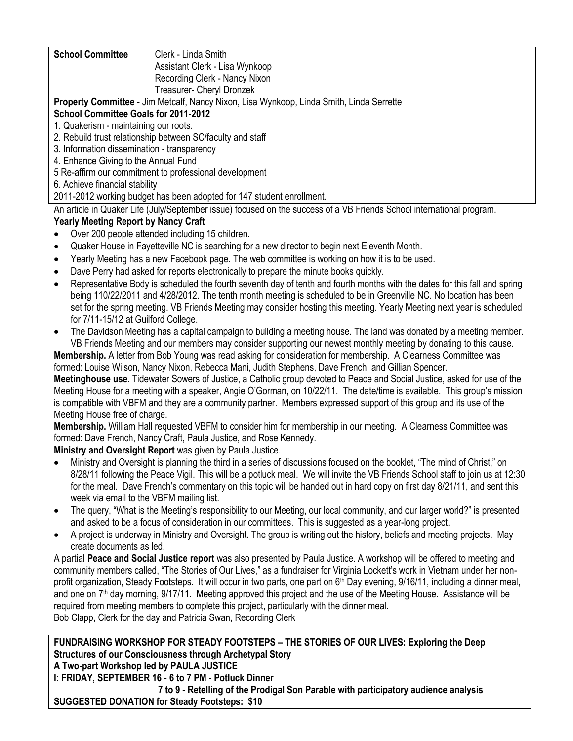**School Committee** Clerk - Linda Smith
Assistant Clerk - Lisa Wynkoop
Recording Clerk - Nancy Nixon
Treasurer- Cheryl Dronzek

**Property Committee** - Jim Metcalf, Nancy Nixon, Lisa Wynkoop, Linda Smith, Linda Serrette

**School Committee Goals for 2011-2012**

1. Quakerism - maintaining our roots.
2. Rebuild trust relationship between SC/faculty and staff
3. Information dissemination - transparency
4. Enhance Giving to the Annual Fund
5 Re-affirm our commitment to professional development
6. Achieve financial stability

2011-2012 working budget has been adopted for 147 student enrollment.

An article in Quaker Life (July/September issue) focused on the success of a VB Friends School international program.

**Yearly Meeting Report by Nancy Craft**

- Over 200 people attended including 15 children.
- Quaker House in Fayetteville NC is searching for a new director to begin next Eleventh Month.
- Yearly Meeting has a new Facebook page. The web committee is working on how it is to be used.
- Dave Perry had asked for reports electronically to prepare the minute books quickly.
- Representative Body is scheduled the fourth seventh day of tenth and fourth months with the dates for this fall and spring being 110/22/2011 and 4/28/2012. The tenth month meeting is scheduled to be in Greenville NC. No location has been set for the spring meeting. VB Friends Meeting may consider hosting this meeting. Yearly Meeting next year is scheduled for 7/11-15/12 at Guilford College.
- The Davidson Meeting has a capital campaign to building a meeting house. The land was donated by a meeting member. VB Friends Meeting and our members may consider supporting our newest monthly meeting by donating to this cause.

**Membership.** A letter from Bob Young was read asking for consideration for membership. A Clearness Committee was formed: Louise Wilson, Nancy Nixon, Rebecca Mani, Judith Stephens, Dave French, and Gillian Spencer.

**Meetinghouse use**. Tidewater Sowers of Justice, a Catholic group devoted to Peace and Social Justice, asked for use of the Meeting House for a meeting with a speaker, Angie O'Gorman, on 10/22/11. The date/time is available. This group's mission is compatible with VBFM and they are a community partner. Members expressed support of this group and its use of the Meeting House free of charge.

**Membership.** William Hall requested VBFM to consider him for membership in our meeting. A Clearness Committee was formed: Dave French, Nancy Craft, Paula Justice, and Rose Kennedy.

**Ministry and Oversight Report** was given by Paula Justice.

- Ministry and Oversight is planning the third in a series of discussions focused on the booklet, "The mind of Christ," on 8/28/11 following the Peace Vigil. This will be a potluck meal. We will invite the VB Friends School staff to join us at 12:30 for the meal. Dave French's commentary on this topic will be handed out in hard copy on first day 8/21/11, and sent this week via email to the VBFM mailing list.
- The query, "What is the Meeting's responsibility to our Meeting, our local community, and our larger world?" is presented and asked to be a focus of consideration in our committees. This is suggested as a year-long project.
- A project is underway in Ministry and Oversight. The group is writing out the history, beliefs and meeting projects. May create documents as led.

A partial **Peace and Social Justice report** was also presented by Paula Justice. A workshop will be offered to meeting and community members called, "The Stories of Our Lives," as a fundraiser for Virginia Lockett's work in Vietnam under her non-profit organization, Steady Footsteps. It will occur in two parts, one part on 6th Day evening, 9/16/11, including a dinner meal, and one on 7th day morning, 9/17/11. Meeting approved this project and the use of the Meeting House. Assistance will be required from meeting members to complete this project, particularly with the dinner meal.

Bob Clapp, Clerk for the day and Patricia Swan, Recording Clerk

**FUNDRAISING WORKSHOP FOR STEADY FOOTSTEPS – THE STORIES OF OUR LIVES: Exploring the Deep Structures of our Consciousness through Archetypal Story**

**A Two-part Workshop led by PAULA JUSTICE**

**I: FRIDAY, SEPTEMBER 16 - 6 to 7 PM - Potluck Dinner**

**7 to 9 - Retelling of the Prodigal Son Parable with participatory audience analysis**

**SUGGESTED DONATION for Steady Footsteps: $10**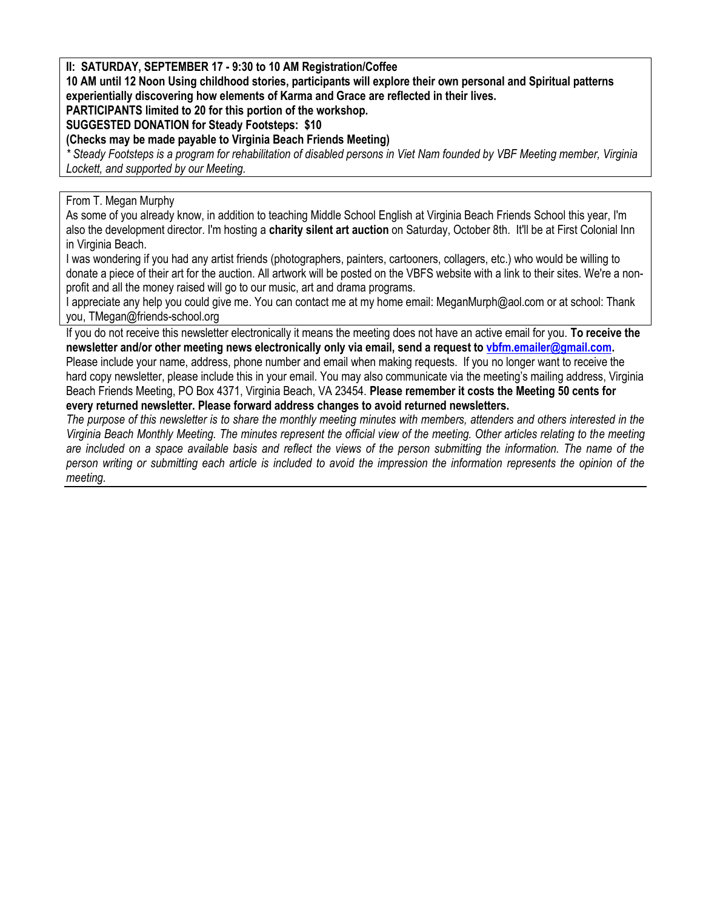**II: SATURDAY, SEPTEMBER 17 - 9:30 to 10 AM Registration/Coffee**

**10 AM until 12 Noon Using childhood stories, participants will explore their own personal and Spiritual patterns experientially discovering how elements of Karma and Grace are reflected in their lives.**

**PARTICIPANTS limited to 20 for this portion of the workshop.**

**SUGGESTED DONATION for Steady Footsteps: $10**

**(Checks may be made payable to Virginia Beach Friends Meeting)**

*\* Steady Footsteps is a program for rehabilitation of disabled persons in Viet Nam founded by VBF Meeting member, Virginia Lockett, and supported by our Meeting.*

From T. Megan Murphy

As some of you already know, in addition to teaching Middle School English at Virginia Beach Friends School this year, I'm also the development director. I'm hosting a **charity silent art auction** on Saturday, October 8th. It'll be at First Colonial Inn in Virginia Beach.

I was wondering if you had any artist friends (photographers, painters, cartooners, collagers, etc.) who would be willing to donate a piece of their art for the auction. All artwork will be posted on the VBFS website with a link to their sites. We're a non-profit and all the money raised will go to our music, art and drama programs.

I appreciate any help you could give me. You can contact me at my home email: MeganMurph@aol.com or at school: Thank you, TMegan@friends-school.org

If you do not receive this newsletter electronically it means the meeting does not have an active email for you. **To receive the newsletter and/or other meeting news electronically only via email, send a request to vbfm.emailer@gmail.com.** Please include your name, address, phone number and email when making requests. If you no longer want to receive the hard copy newsletter, please include this in your email. You may also communicate via the meeting's mailing address, Virginia Beach Friends Meeting, PO Box 4371, Virginia Beach, VA 23454. **Please remember it costs the Meeting 50 cents for every returned newsletter. Please forward address changes to avoid returned newsletters.**

*The purpose of this newsletter is to share the monthly meeting minutes with members, attenders and others interested in the Virginia Beach Monthly Meeting. The minutes represent the official view of the meeting. Other articles relating to the meeting are included on a space available basis and reflect the views of the person submitting the information. The name of the person writing or submitting each article is included to avoid the impression the information represents the opinion of the meeting.*